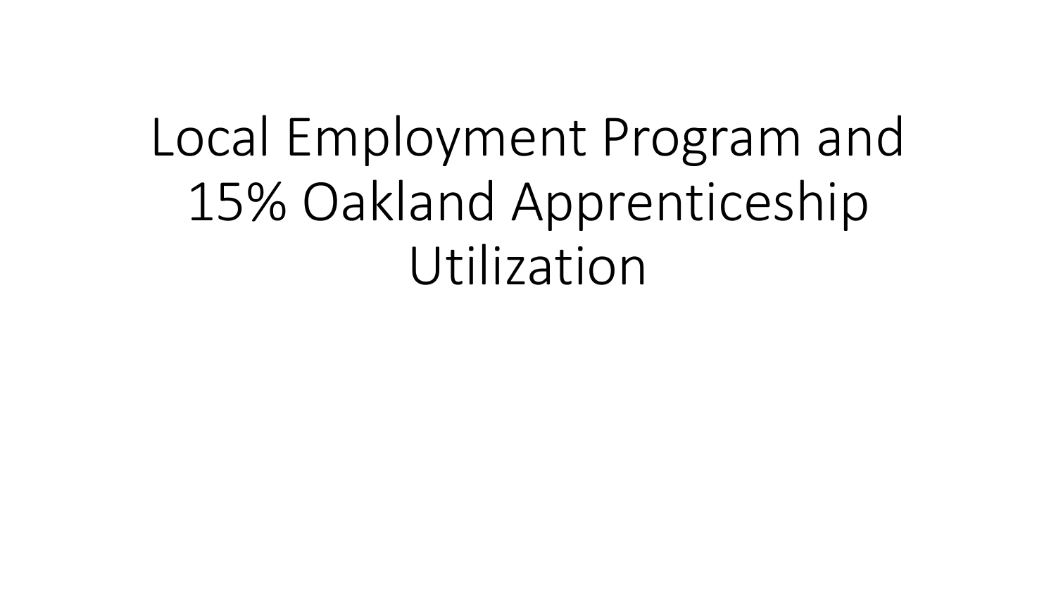# Local Employment Program and 15% Oakland Apprenticeship Utilization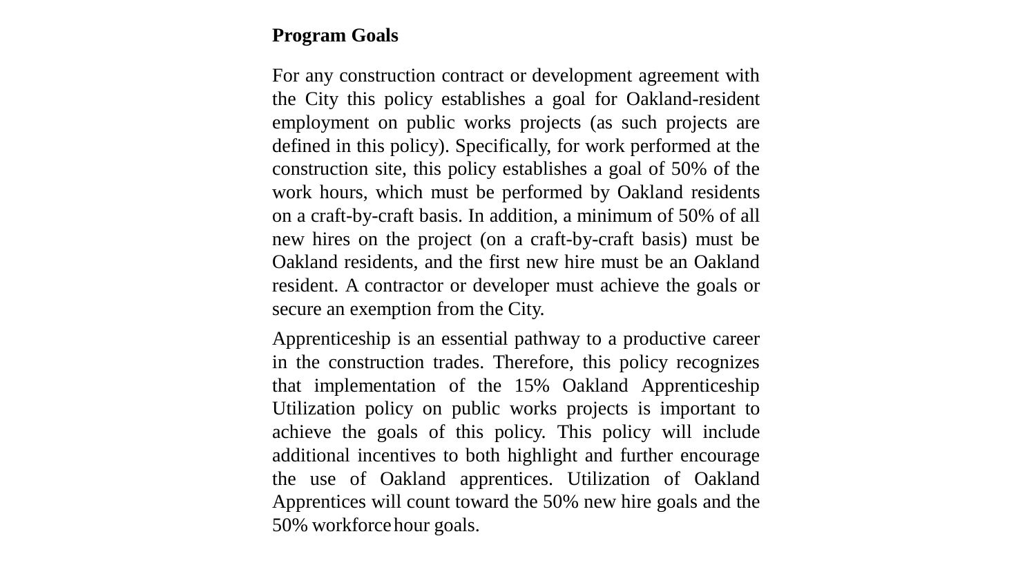**Program Goals**

For any construction contract or development agreement with the City this policy establishes a goal for Oakland-resident employment on public works projects (as such projects are defined in this policy). Specifically, for work performed at the construction site, this policy establishes a goal of 50% of the work hours, which must be performed by Oakland residents on a craft-by-craft basis. In addition, a minimum of 50% of all new hires on the project (on a craft-by-craft basis) must be Oakland residents, and the first new hire must be an Oakland resident. A contractor or developer must achieve the goals or secure an exemption from the City.

Apprenticeship is an essential pathway to a productive career in the construction trades. Therefore, this policy recognizes that implementation of the 15% Oakland Apprenticeship Utilization policy on public works projects is important to achieve the goals of this policy. This policy will include additional incentives to both highlight and further encourage the use of Oakland apprentices. Utilization of Oakland Apprentices will count toward the 50% new hire goals and the 50% workforce hour goals.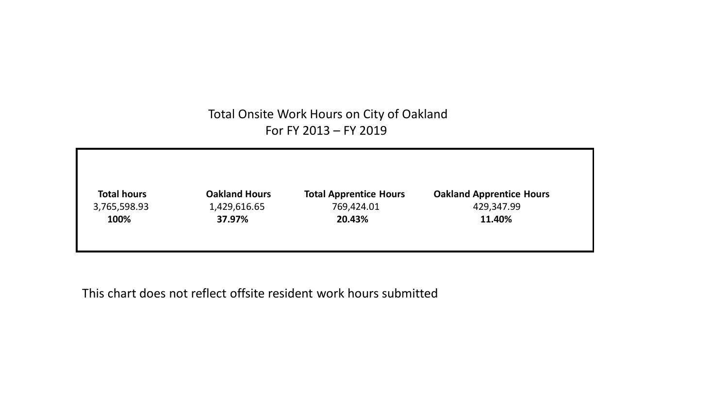Total Onsite Work Hours on City of Oakland
For FY 2013 – FY 2019

| Total hours | Oakland Hours | Total Apprentice Hours | Oakland Apprentice Hours |
|---|---|---|---|
| 3,765,598.93 | 1,429,616.65 | 769,424.01 | 429,347.99 |
| **100%** | **37.97%** | **20.43%** | **11.40%** |

This chart does not reflect offsite resident work hours submitted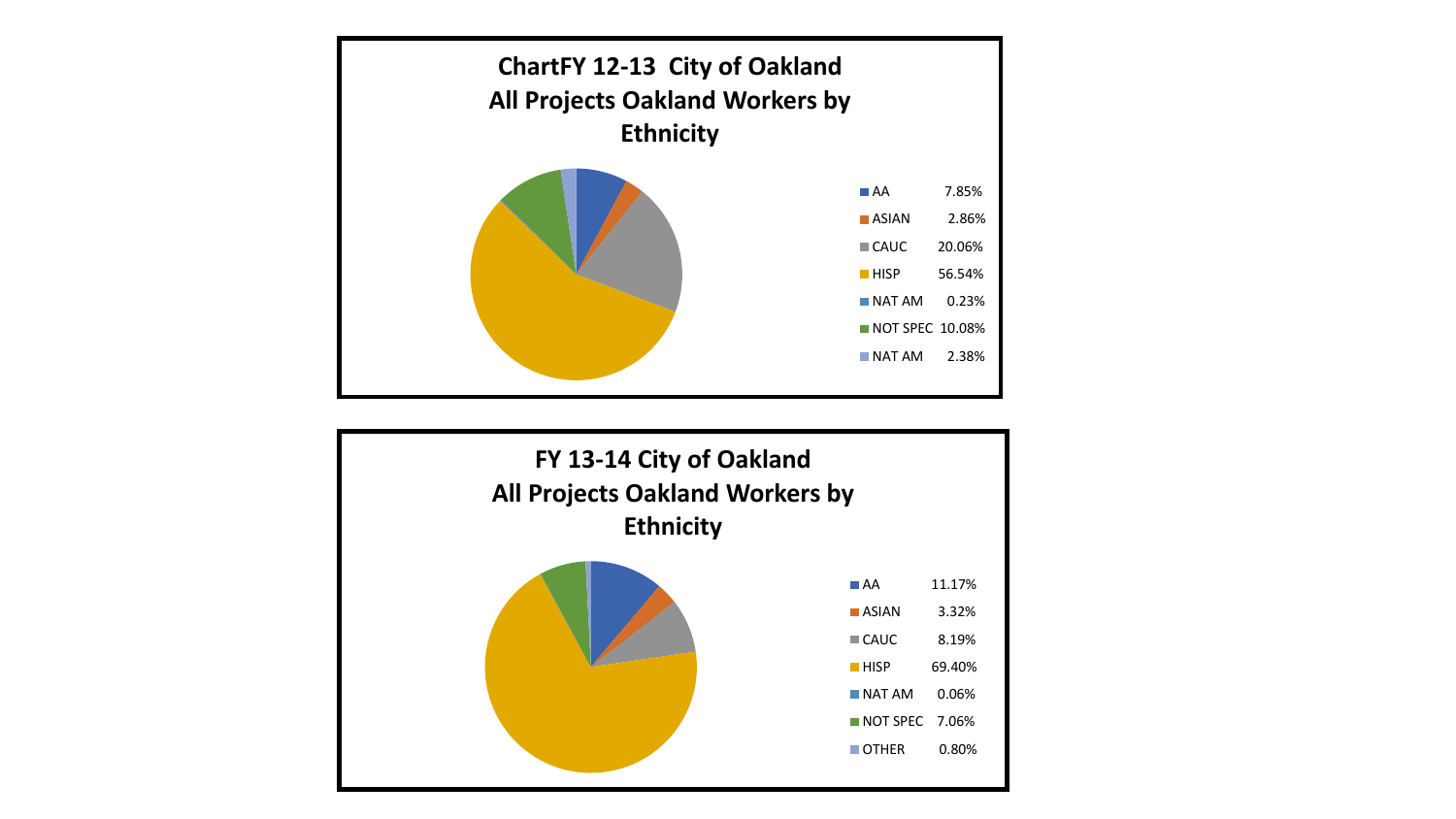## ChartFY 12-13 City of Oakland All Projects Oakland Workers by Ethnicity

| Ethnicity | Percentage |
| --- | --- |
| AA | 7.85% |
| ASIAN | 2.86% |
| CAUC | 20.06% |
| HISP | 56.54% |
| NAT AM | 0.23% |
| NOT SPEC | 10.08% |
| NAT AM | 2.38% |

## FY 13-14 City of Oakland All Projects Oakland Workers by Ethnicity

| Ethnicity | Percentage |
| --- | --- |
| AA | 11.17% |
| ASIAN | 3.32% |
| CAUC | 8.19% |
| HISP | 69.40% |
| NAT AM | 0.06% |
| NOT SPEC | 7.06% |
| OTHER | 0.80% |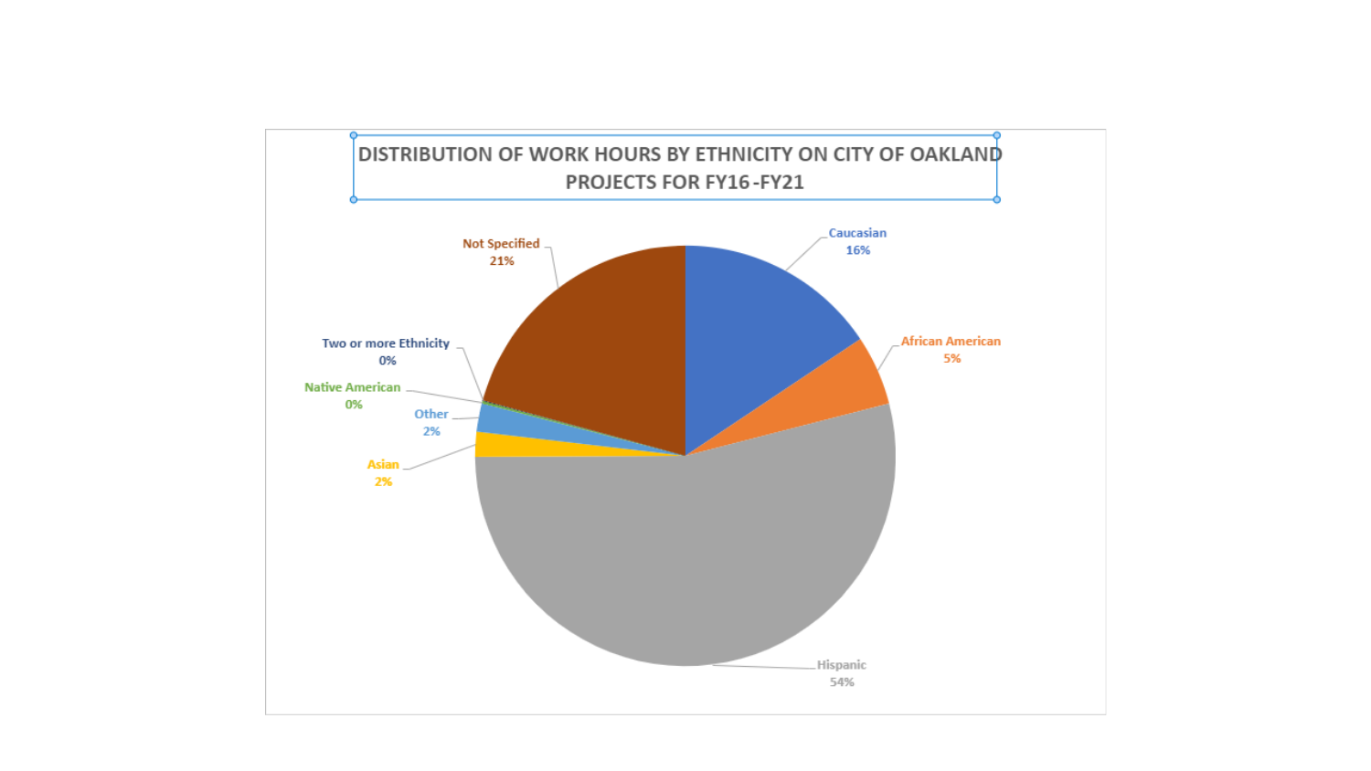DISTRIBUTION OF WORK HOURS BY ETHNICITY ON CITY OF OAKLAND PROJECTS FOR FY16 -FY21

Not Specified
21%

Caucasian
16%

African American
5%

Two or more Ethnicity
0%

Native American
0%

Other
2%

Asian
2%

Hispanic
54%